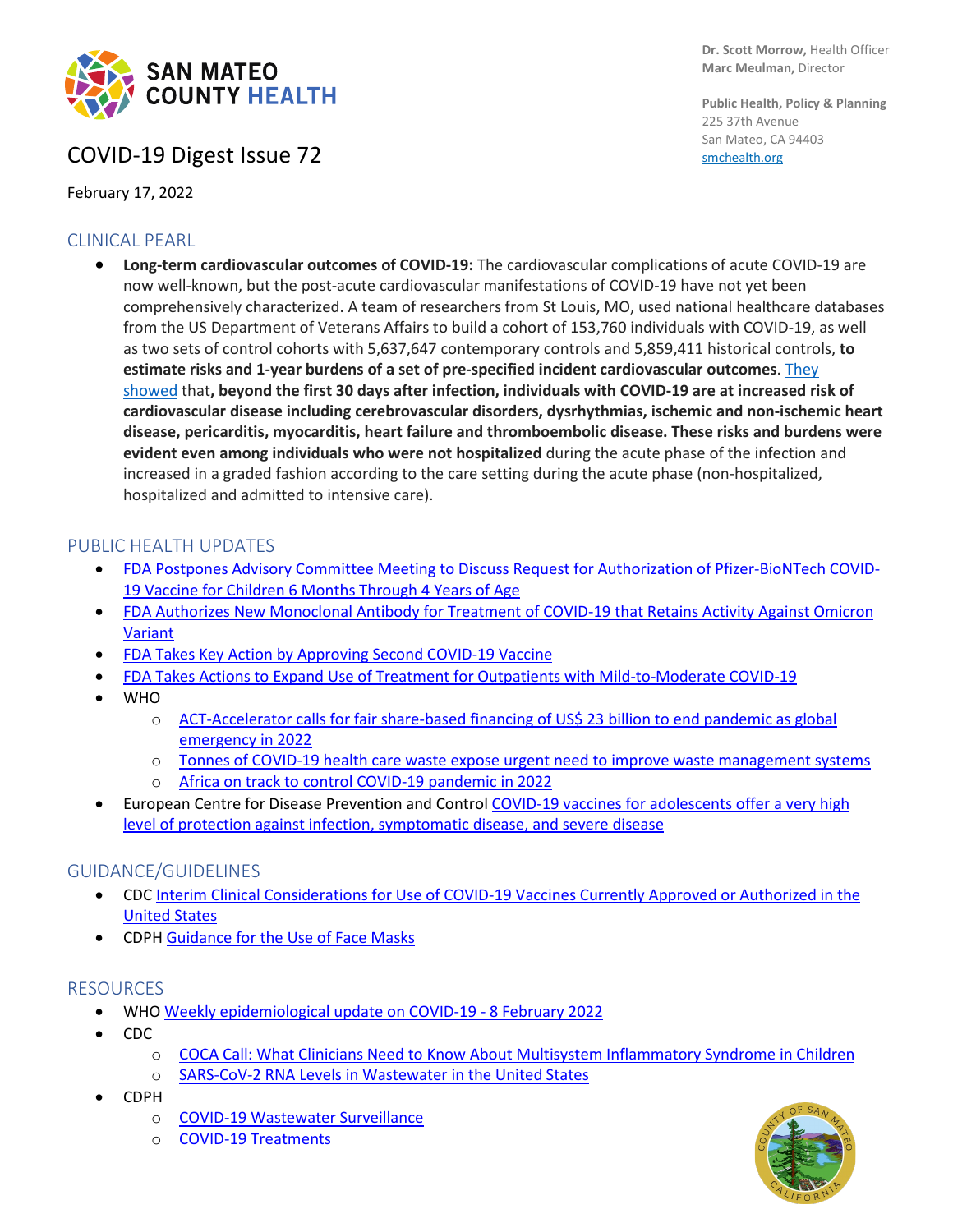SAN MATEO COUNTY HEALTH

**Dr. Scott Morrow,** Health Officer
**Marc Meulman,** Director

**Public Health, Policy & Planning**
225 37th Avenue
San Mateo, CA 94403
smchealth.org

# COVID-19 Digest Issue 72

February 17, 2022

## CLINICAL PEARL

- **Long-term cardiovascular outcomes of COVID-19:** The cardiovascular complications of acute COVID-19 are now well-known, but the post-acute cardiovascular manifestations of COVID-19 have not yet been comprehensively characterized. A team of researchers from St Louis, MO, used national healthcare databases from the US Department of Veterans Affairs to build a cohort of 153,760 individuals with COVID-19, as well as two sets of control cohorts with 5,637,647 contemporary controls and 5,859,411 historical controls, **to estimate risks and 1-year burdens of a set of pre-specified incident cardiovascular outcomes**. They showed that**, beyond the first 30 days after infection, individuals with COVID-19 are at increased risk of cardiovascular disease including cerebrovascular disorders, dysrhythmias, ischemic and non-ischemic heart disease, pericarditis, myocarditis, heart failure and thromboembolic disease. These risks and burdens were evident even among individuals who were not hospitalized** during the acute phase of the infection and increased in a graded fashion according to the care setting during the acute phase (non-hospitalized, hospitalized and admitted to intensive care).

## PUBLIC HEALTH UPDATES

- FDA Postpones Advisory Committee Meeting to Discuss Request for Authorization of Pfizer-BioNTech COVID-19 Vaccine for Children 6 Months Through 4 Years of Age
- FDA Authorizes New Monoclonal Antibody for Treatment of COVID-19 that Retains Activity Against Omicron Variant
- FDA Takes Key Action by Approving Second COVID-19 Vaccine
- FDA Takes Actions to Expand Use of Treatment for Outpatients with Mild-to-Moderate COVID-19
- WHO
  - ACT-Accelerator calls for fair share-based financing of US$ 23 billion to end pandemic as global emergency in 2022
  - Tonnes of COVID-19 health care waste expose urgent need to improve waste management systems
  - Africa on track to control COVID-19 pandemic in 2022
- European Centre for Disease Prevention and Control COVID-19 vaccines for adolescents offer a very high level of protection against infection, symptomatic disease, and severe disease

## GUIDANCE/GUIDELINES

- CDC Interim Clinical Considerations for Use of COVID-19 Vaccines Currently Approved or Authorized in the United States
- CDPH Guidance for the Use of Face Masks

## RESOURCES

- WHO Weekly epidemiological update on COVID-19 - 8 February 2022
- CDC
  - COCA Call: What Clinicians Need to Know About Multisystem Inflammatory Syndrome in Children
  - SARS-CoV-2 RNA Levels in Wastewater in the United States
- CDPH
  - COVID-19 Wastewater Surveillance
  - COVID-19 Treatments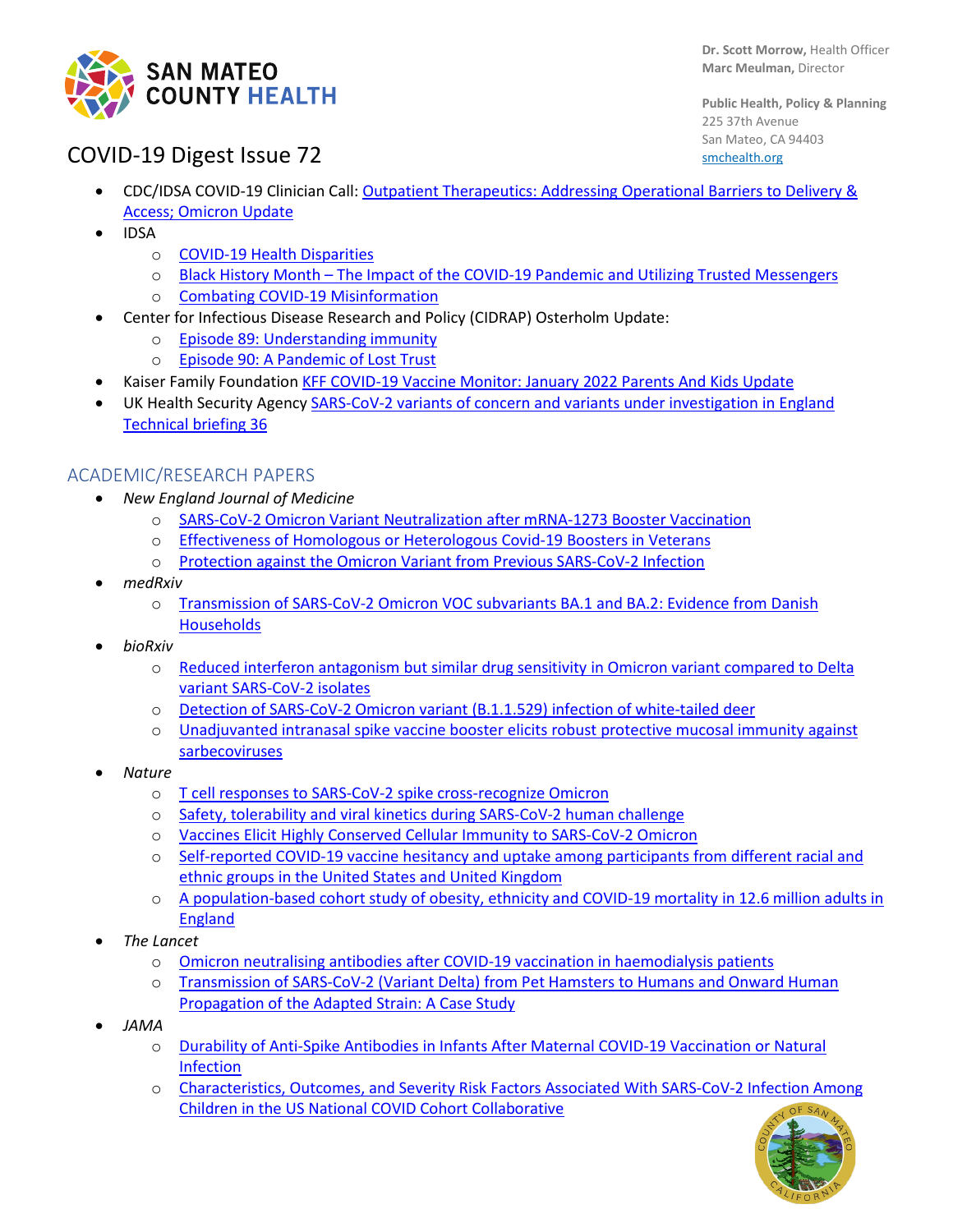# COVID-19 Digest Issue 72

- CDC/IDSA COVID-19 Clinician Call: Outpatient Therapeutics: Addressing Operational Barriers to Delivery & Access; Omicron Update
- IDSA
  - COVID-19 Health Disparities
  - Black History Month – The Impact of the COVID-19 Pandemic and Utilizing Trusted Messengers
  - Combating COVID-19 Misinformation
- Center for Infectious Disease Research and Policy (CIDRAP) Osterholm Update:
  - Episode 89: Understanding immunity
  - Episode 90: A Pandemic of Lost Trust
- Kaiser Family Foundation KFF COVID-19 Vaccine Monitor: January 2022 Parents And Kids Update
- UK Health Security Agency SARS-CoV-2 variants of concern and variants under investigation in England Technical briefing 36

## ACADEMIC/RESEARCH PAPERS

- *New England Journal of Medicine*
  - SARS-CoV-2 Omicron Variant Neutralization after mRNA-1273 Booster Vaccination
  - Effectiveness of Homologous or Heterologous Covid-19 Boosters in Veterans
  - Protection against the Omicron Variant from Previous SARS-CoV-2 Infection
- *medRxiv*
  - Transmission of SARS-CoV-2 Omicron VOC subvariants BA.1 and BA.2: Evidence from Danish Households
- *bioRxiv*
  - Reduced interferon antagonism but similar drug sensitivity in Omicron variant compared to Delta variant SARS-CoV-2 isolates
  - Detection of SARS-CoV-2 Omicron variant (B.1.1.529) infection of white-tailed deer
  - Unadjuvanted intranasal spike vaccine booster elicits robust protective mucosal immunity against sarbecoviruses
- *Nature*
  - T cell responses to SARS-CoV-2 spike cross-recognize Omicron
  - Safety, tolerability and viral kinetics during SARS-CoV-2 human challenge
  - Vaccines Elicit Highly Conserved Cellular Immunity to SARS-CoV-2 Omicron
  - Self-reported COVID-19 vaccine hesitancy and uptake among participants from different racial and ethnic groups in the United States and United Kingdom
  - A population-based cohort study of obesity, ethnicity and COVID-19 mortality in 12.6 million adults in England
- *The Lancet*
  - Omicron neutralising antibodies after COVID-19 vaccination in haemodialysis patients
  - Transmission of SARS-CoV-2 (Variant Delta) from Pet Hamsters to Humans and Onward Human Propagation of the Adapted Strain: A Case Study
- *JAMA*
  - Durability of Anti-Spike Antibodies in Infants After Maternal COVID-19 Vaccination or Natural Infection
  - Characteristics, Outcomes, and Severity Risk Factors Associated With SARS-CoV-2 Infection Among Children in the US National COVID Cohort Collaborative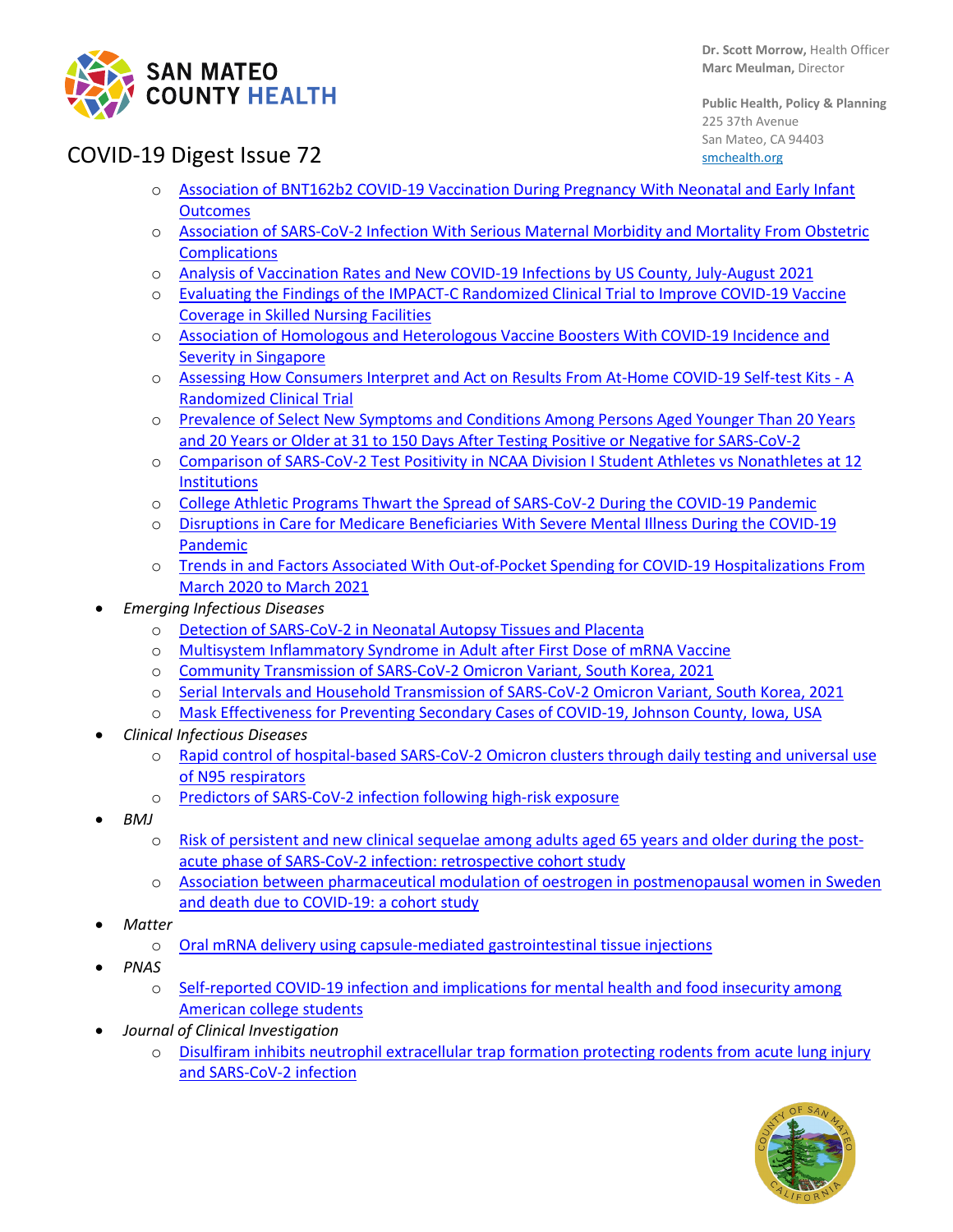- Association of BNT162b2 COVID-19 Vaccination During Pregnancy With Neonatal and Early Infant Outcomes
- Association of SARS-CoV-2 Infection With Serious Maternal Morbidity and Mortality From Obstetric Complications
- Analysis of Vaccination Rates and New COVID-19 Infections by US County, July-August 2021
- Evaluating the Findings of the IMPACT-C Randomized Clinical Trial to Improve COVID-19 Vaccine Coverage in Skilled Nursing Facilities
- Association of Homologous and Heterologous Vaccine Boosters With COVID-19 Incidence and Severity in Singapore
- Assessing How Consumers Interpret and Act on Results From At-Home COVID-19 Self-test Kits - A Randomized Clinical Trial
- Prevalence of Select New Symptoms and Conditions Among Persons Aged Younger Than 20 Years and 20 Years or Older at 31 to 150 Days After Testing Positive or Negative for SARS-CoV-2
- Comparison of SARS-CoV-2 Test Positivity in NCAA Division I Student Athletes vs Nonathletes at 12 Institutions
- College Athletic Programs Thwart the Spread of SARS-CoV-2 During the COVID-19 Pandemic
- Disruptions in Care for Medicare Beneficiaries With Severe Mental Illness During the COVID-19 Pandemic
- Trends in and Factors Associated With Out-of-Pocket Spending for COVID-19 Hospitalizations From March 2020 to March 2021

- *Emerging Infectious Diseases*
  - Detection of SARS-CoV-2 in Neonatal Autopsy Tissues and Placenta
  - Multisystem Inflammatory Syndrome in Adult after First Dose of mRNA Vaccine
  - Community Transmission of SARS-CoV-2 Omicron Variant, South Korea, 2021
  - Serial Intervals and Household Transmission of SARS-CoV-2 Omicron Variant, South Korea, 2021
  - Mask Effectiveness for Preventing Secondary Cases of COVID-19, Johnson County, Iowa, USA
- *Clinical Infectious Diseases*
  - Rapid control of hospital-based SARS-CoV-2 Omicron clusters through daily testing and universal use of N95 respirators
  - Predictors of SARS-CoV-2 infection following high-risk exposure
- *BMJ*
  - Risk of persistent and new clinical sequelae among adults aged 65 years and older during the post-acute phase of SARS-CoV-2 infection: retrospective cohort study
  - Association between pharmaceutical modulation of oestrogen in postmenopausal women in Sweden and death due to COVID-19: a cohort study
- *Matter*
  - Oral mRNA delivery using capsule-mediated gastrointestinal tissue injections
- *PNAS*
  - Self-reported COVID-19 infection and implications for mental health and food insecurity among American college students
- *Journal of Clinical Investigation*
  - Disulfiram inhibits neutrophil extracellular trap formation protecting rodents from acute lung injury and SARS-CoV-2 infection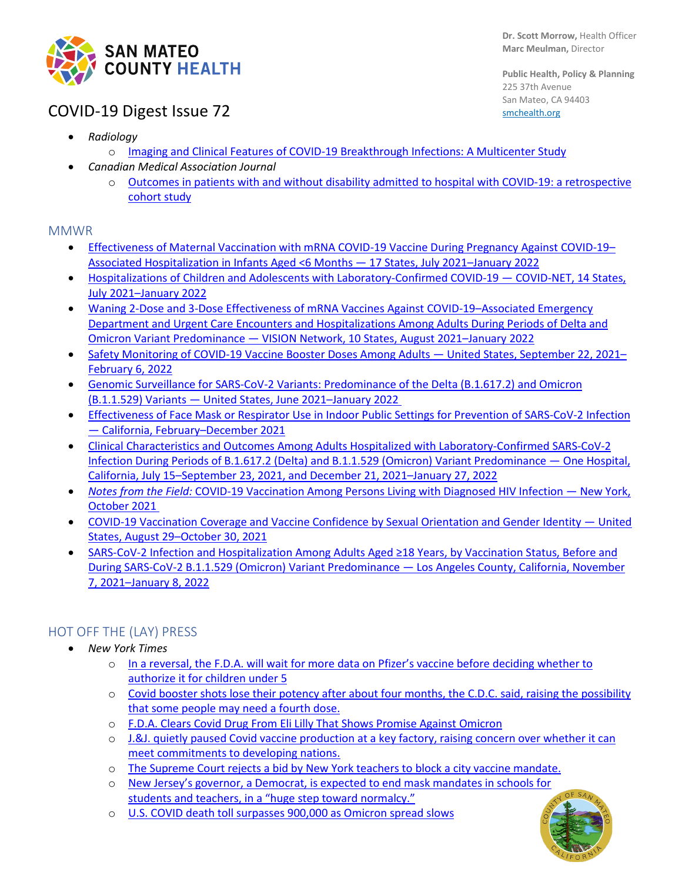- *Radiology*
    - Imaging and Clinical Features of COVID-19 Breakthrough Infections: A Multicenter Study
- *Canadian Medical Association Journal*
    - Outcomes in patients with and without disability admitted to hospital with COVID-19: a retrospective cohort study

## MMWR

- Effectiveness of Maternal Vaccination with mRNA COVID-19 Vaccine During Pregnancy Against COVID-19–Associated Hospitalization in Infants Aged <6 Months — 17 States, July 2021–January 2022
- Hospitalizations of Children and Adolescents with Laboratory-Confirmed COVID-19 — COVID-NET, 14 States, July 2021–January 2022
- Waning 2-Dose and 3-Dose Effectiveness of mRNA Vaccines Against COVID-19–Associated Emergency Department and Urgent Care Encounters and Hospitalizations Among Adults During Periods of Delta and Omicron Variant Predominance — VISION Network, 10 States, August 2021–January 2022
- Safety Monitoring of COVID-19 Vaccine Booster Doses Among Adults — United States, September 22, 2021–February 6, 2022
- Genomic Surveillance for SARS-CoV-2 Variants: Predominance of the Delta (B.1.617.2) and Omicron (B.1.1.529) Variants — United States, June 2021–January 2022
- Effectiveness of Face Mask or Respirator Use in Indoor Public Settings for Prevention of SARS-CoV-2 Infection — California, February–December 2021
- Clinical Characteristics and Outcomes Among Adults Hospitalized with Laboratory-Confirmed SARS-CoV-2 Infection During Periods of B.1.617.2 (Delta) and B.1.1.529 (Omicron) Variant Predominance — One Hospital, California, July 15–September 23, 2021, and December 21, 2021–January 27, 2022
- *Notes from the Field:* COVID-19 Vaccination Among Persons Living with Diagnosed HIV Infection — New York, October 2021
- COVID-19 Vaccination Coverage and Vaccine Confidence by Sexual Orientation and Gender Identity — United States, August 29–October 30, 2021
- SARS-CoV-2 Infection and Hospitalization Among Adults Aged ≥18 Years, by Vaccination Status, Before and During SARS-CoV-2 B.1.1.529 (Omicron) Variant Predominance — Los Angeles County, California, November 7, 2021–January 8, 2022

## HOT OFF THE (LAY) PRESS

- *New York Times*
    - In a reversal, the F.D.A. will wait for more data on Pfizer's vaccine before deciding whether to authorize it for children under 5
    - Covid booster shots lose their potency after about four months, the C.D.C. said, raising the possibility that some people may need a fourth dose.
    - F.D.A. Clears Covid Drug From Eli Lilly That Shows Promise Against Omicron
    - J.&J. quietly paused Covid vaccine production at a key factory, raising concern over whether it can meet commitments to developing nations.
    - The Supreme Court rejects a bid by New York teachers to block a city vaccine mandate.
    - New Jersey's governor, a Democrat, is expected to end mask mandates in schools for students and teachers, in a "huge step toward normalcy."
    - U.S. COVID death toll surpasses 900,000 as Omicron spread slows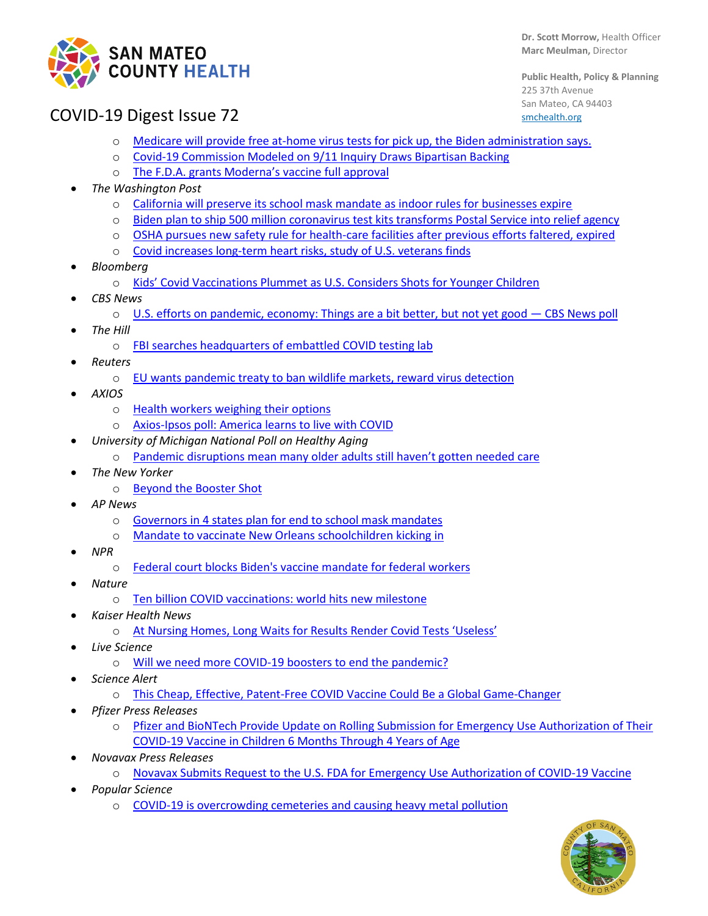- Medicare will provide free at-home virus tests for pick up, the Biden administration says.
  - Covid-19 Commission Modeled on 9/11 Inquiry Draws Bipartisan Backing
  - The F.D.A. grants Moderna's vaccine full approval
- *The Washington Post*
  - California will preserve its school mask mandate as indoor rules for businesses expire
  - Biden plan to ship 500 million coronavirus test kits transforms Postal Service into relief agency
  - OSHA pursues new safety rule for health-care facilities after previous efforts faltered, expired
  - Covid increases long-term heart risks, study of U.S. veterans finds
- *Bloomberg*
  - Kids' Covid Vaccinations Plummet as U.S. Considers Shots for Younger Children
- *CBS News*
  - U.S. efforts on pandemic, economy: Things are a bit better, but not yet good — CBS News poll
- *The Hill*
  - FBI searches headquarters of embattled COVID testing lab
- *Reuters*
  - EU wants pandemic treaty to ban wildlife markets, reward virus detection
- *AXIOS*
  - Health workers weighing their options
  - Axios-Ipsos poll: America learns to live with COVID
- *University of Michigan National Poll on Healthy Aging*
  - Pandemic disruptions mean many older adults still haven't gotten needed care
- *The New Yorker*
  - Beyond the Booster Shot
- *AP News*
  - Governors in 4 states plan for end to school mask mandates
  - Mandate to vaccinate New Orleans schoolchildren kicking in
- *NPR*
  - Federal court blocks Biden's vaccine mandate for federal workers
- *Nature*
  - Ten billion COVID vaccinations: world hits new milestone
- *Kaiser Health News*
  - At Nursing Homes, Long Waits for Results Render Covid Tests 'Useless'
- *Live Science*
  - Will we need more COVID-19 boosters to end the pandemic?
- *Science Alert*
  - This Cheap, Effective, Patent-Free COVID Vaccine Could Be a Global Game-Changer
- *Pfizer Press Releases*
  - Pfizer and BioNTech Provide Update on Rolling Submission for Emergency Use Authorization of Their COVID-19 Vaccine in Children 6 Months Through 4 Years of Age
- *Novavax Press Releases*
  - Novavax Submits Request to the U.S. FDA for Emergency Use Authorization of COVID-19 Vaccine
- *Popular Science*
  - COVID-19 is overcrowding cemeteries and causing heavy metal pollution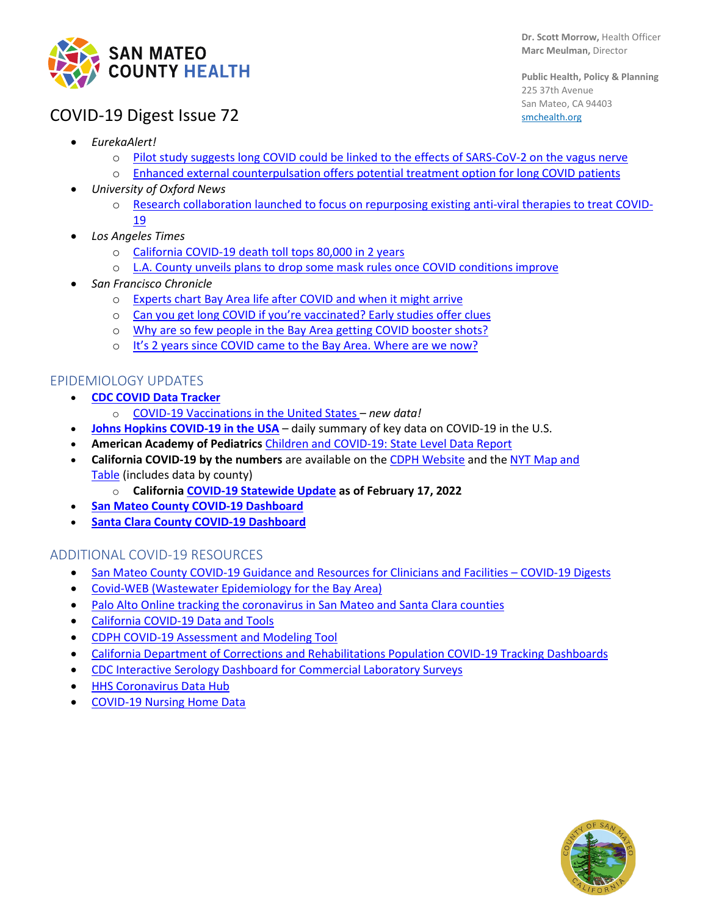Dr. Scott Morrow, Health Officer
Marc Meulman, Director

Public Health, Policy & Planning
225 37th Avenue
San Mateo, CA 94403
smchealth.org

# COVID-19 Digest Issue 72

- *EurekaAlert!*
  - Pilot study suggests long COVID could be linked to the effects of SARS-CoV-2 on the vagus nerve
  - Enhanced external counterpulsation offers potential treatment option for long COVID patients
- *University of Oxford News*
  - Research collaboration launched to focus on repurposing existing anti-viral therapies to treat COVID-19
- *Los Angeles Times*
  - California COVID-19 death toll tops 80,000 in 2 years
  - L.A. County unveils plans to drop some mask rules once COVID conditions improve
- *San Francisco Chronicle*
  - Experts chart Bay Area life after COVID and when it might arrive
  - Can you get long COVID if you're vaccinated? Early studies offer clues
  - Why are so few people in the Bay Area getting COVID booster shots?
  - It's 2 years since COVID came to the Bay Area. Where are we now?

## EPIDEMIOLOGY UPDATES

- **CDC COVID Data Tracker**
  - COVID-19 Vaccinations in the United States – *new data!*
- **Johns Hopkins COVID-19 in the USA** – daily summary of key data on COVID-19 in the U.S.
- **American Academy of Pediatrics** Children and COVID-19: State Level Data Report
- **California COVID-19 by the numbers** are available on the CDPH Website and the NYT Map and Table (includes data by county)
  - **California COVID-19 Statewide Update as of February 17, 2022**
- **San Mateo County COVID-19 Dashboard**
- **Santa Clara County COVID-19 Dashboard**

## ADDITIONAL COVID-19 RESOURCES

- San Mateo County COVID-19 Guidance and Resources for Clinicians and Facilities – COVID-19 Digests
- Covid-WEB (Wastewater Epidemiology for the Bay Area)
- Palo Alto Online tracking the coronavirus in San Mateo and Santa Clara counties
- California COVID-19 Data and Tools
- CDPH COVID-19 Assessment and Modeling Tool
- California Department of Corrections and Rehabilitations Population COVID-19 Tracking Dashboards
- CDC Interactive Serology Dashboard for Commercial Laboratory Surveys
- HHS Coronavirus Data Hub
- COVID-19 Nursing Home Data